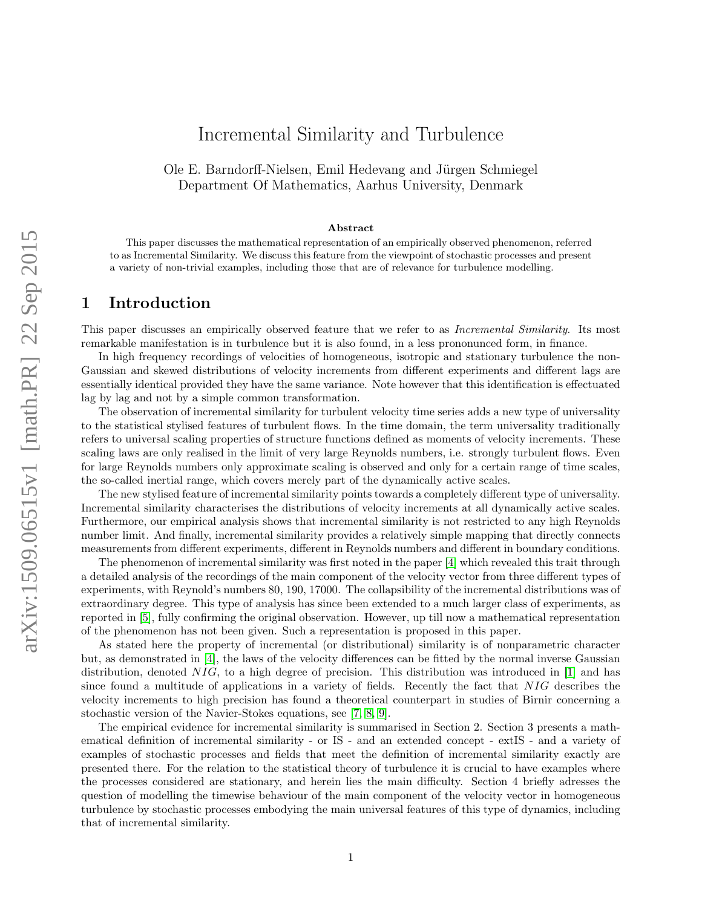# Incremental Similarity and Turbulence

Ole E. Barndorff-Nielsen, Emil Hedevang and Jürgen Schmiegel
Department Of Mathematics, Aarhus University, Denmark

**Abstract**

This paper discusses the mathematical representation of an empirically observed phenomenon, referred to as Incremental Similarity. We discuss this feature from the viewpoint of stochastic processes and present a variety of non-trivial examples, including those that are of relevance for turbulence modelling.

## 1 Introduction

This paper discusses an empirically observed feature that we refer to as *Incremental Similarity*. Its most remarkable manifestation is in turbulence but it is also found, in a less prononunced form, in finance.

In high frequency recordings of velocities of homogeneous, isotropic and stationary turbulence the non-Gaussian and skewed distributions of velocity increments from different experiments and different lags are essentially identical provided they have the same variance. Note however that this identification is effectuated lag by lag and not by a simple common transformation.

The observation of incremental similarity for turbulent velocity time series adds a new type of universality to the statistical stylised features of turbulent flows. In the time domain, the term universality traditionally refers to universal scaling properties of structure functions defined as moments of velocity increments. These scaling laws are only realised in the limit of very large Reynolds numbers, i.e. strongly turbulent flows. Even for large Reynolds numbers only approximate scaling is observed and only for a certain range of time scales, the so-called inertial range, which covers merely part of the dynamically active scales.

The new stylised feature of incremental similarity points towards a completely different type of universality. Incremental similarity characterises the distributions of velocity increments at all dynamically active scales. Furthermore, our empirical analysis shows that incremental similarity is not restricted to any high Reynolds number limit. And finally, incremental similarity provides a relatively simple mapping that directly connects measurements from different experiments, different in Reynolds numbers and different in boundary conditions.

The phenomenon of incremental similarity was first noted in the paper [4] which revealed this trait through a detailed analysis of the recordings of the main component of the velocity vector from three different types of experiments, with Reynold's numbers 80, 190, 17000. The collapsibility of the incremental distributions was of extraordinary degree. This type of analysis has since been extended to a much larger class of experiments, as reported in [5], fully confirming the original observation. However, up till now a mathematical representation of the phenomenon has not been given. Such a representation is proposed in this paper.

As stated here the property of incremental (or distributional) similarity is of nonparametric character but, as demonstrated in [4], the laws of the velocity differences can be fitted by the normal inverse Gaussian distribution, denoted $NIG$, to a high degree of precision. This distribution was introduced in [1] and has since found a multitude of applications in a variety of fields. Recently the fact that $NIG$ describes the velocity increments to high precision has found a theoretical counterpart in studies of Birnir concerning a stochastic version of the Navier-Stokes equations, see [7, 8, 9].

The empirical evidence for incremental similarity is summarised in Section 2. Section 3 presents a mathematical definition of incremental similarity - or IS - and an extended concept - extIS - and a variety of examples of stochastic processes and fields that meet the definition of incremental similarity exactly are presented there. For the relation to the statistical theory of turbulence it is crucial to have examples where the processes considered are stationary, and herein lies the main difficulty. Section 4 briefly adresses the question of modelling the timewise behaviour of the main component of the velocity vector in homogeneous turbulence by stochastic processes embodying the main universal features of this type of dynamics, including that of incremental similarity.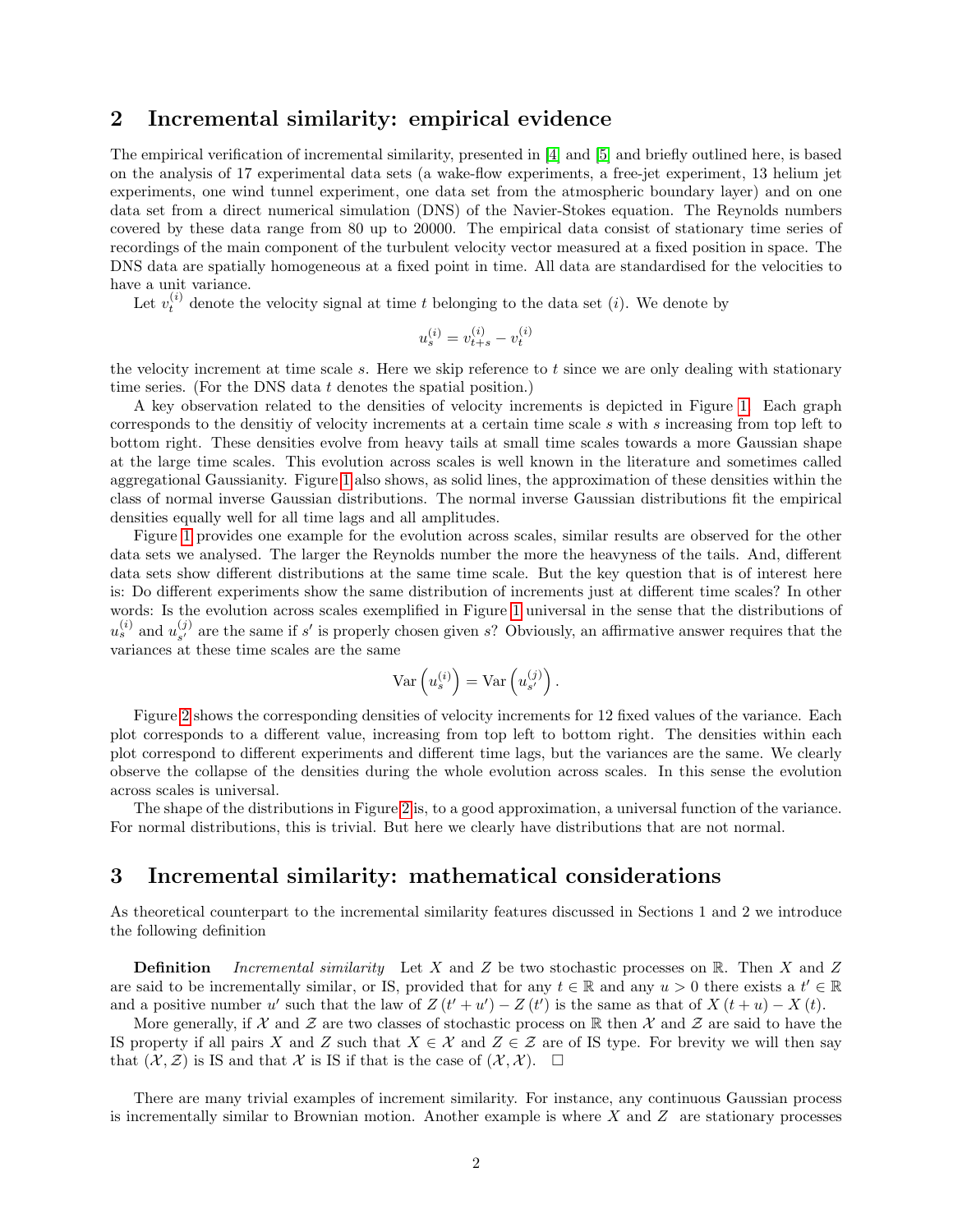## 2 Incremental similarity: empirical evidence

The empirical verification of incremental similarity, presented in [4] and [5] and briefly outlined here, is based on the analysis of 17 experimental data sets (a wake-flow experiments, a free-jet experiment, 13 helium jet experiments, one wind tunnel experiment, one data set from the atmospheric boundary layer) and on one data set from a direct numerical simulation (DNS) of the Navier-Stokes equation. The Reynolds numbers covered by these data range from 80 up to 20000. The empirical data consist of stationary time series of recordings of the main component of the turbulent velocity vector measured at a fixed position in space. The DNS data are spatially homogeneous at a fixed point in time. All data are standardised for the velocities to have a unit variance.

Let $v_t^{(i)}$ denote the velocity signal at time $t$ belonging to the data set $(i)$. We denote by

$$u_s^{(i)} = v_{t+s}^{(i)} - v_t^{(i)}$$

the velocity increment at time scale $s$. Here we skip reference to $t$ since we are only dealing with stationary time series. (For the DNS data $t$ denotes the spatial position.)

A key observation related to the densities of velocity increments is depicted in Figure 1. Each graph corresponds to the densitiy of velocity increments at a certain time scale $s$ with $s$ increasing from top left to bottom right. These densities evolve from heavy tails at small time scales towards a more Gaussian shape at the large time scales. This evolution across scales is well known in the literature and sometimes called aggregational Gaussianity. Figure 1 also shows, as solid lines, the approximation of these densities within the class of normal inverse Gaussian distributions. The normal inverse Gaussian distributions fit the empirical densities equally well for all time lags and all amplitudes.

Figure 1 provides one example for the evolution across scales, similar results are observed for the other data sets we analysed. The larger the Reynolds number the more the heavyness of the tails. And, different data sets show different distributions at the same time scale. But the key question that is of interest here is: Do different experiments show the same distribution of increments just at different time scales? In other words: Is the evolution across scales exemplified in Figure 1 universal in the sense that the distributions of $u_s^{(i)}$ and $u_{s'}^{(j)}$ are the same if $s'$ is properly chosen given $s$? Obviously, an affirmative answer requires that the variances at these time scales are the same

$$\mathrm{Var}\left(u_s^{(i)}\right) = \mathrm{Var}\left(u_{s'}^{(j)}\right).$$

Figure 2 shows the corresponding densities of velocity increments for 12 fixed values of the variance. Each plot corresponds to a different value, increasing from top left to bottom right. The densities within each plot correspond to different experiments and different time lags, but the variances are the same. We clearly observe the collapse of the densities during the whole evolution across scales. In this sense the evolution across scales is universal.

The shape of the distributions in Figure 2 is, to a good approximation, a universal function of the variance. For normal distributions, this is trivial. But here we clearly have distributions that are not normal.

## 3 Incremental similarity: mathematical considerations

As theoretical counterpart to the incremental similarity features discussed in Sections 1 and 2 we introduce the following definition

**Definition** *Incremental similarity* Let $X$ and $Z$ be two stochastic processes on $\mathbb{R}$. Then $X$ and $Z$ are said to be incrementally similar, or IS, provided that for any $t \in \mathbb{R}$ and any $u > 0$ there exists a $t' \in \mathbb{R}$ and a positive number $u'$ such that the law of $Z(t' + u') - Z(t')$ is the same as that of $X(t + u) - X(t)$.

More generally, if $\mathcal{X}$ and $\mathcal{Z}$ are two classes of stochastic process on $\mathbb{R}$ then $\mathcal{X}$ and $\mathcal{Z}$ are said to have the IS property if all pairs $X$ and $Z$ such that $X \in \mathcal{X}$ and $Z \in \mathcal{Z}$ are of IS type. For brevity we will then say that $(\mathcal{X}, \mathcal{Z})$ is IS and that $\mathcal{X}$ is IS if that is the case of $(\mathcal{X}, \mathcal{X})$. □

There are many trivial examples of increment similarity. For instance, any continuous Gaussian process is incrementally similar to Brownian motion. Another example is where $X$ and $Z$ are stationary processes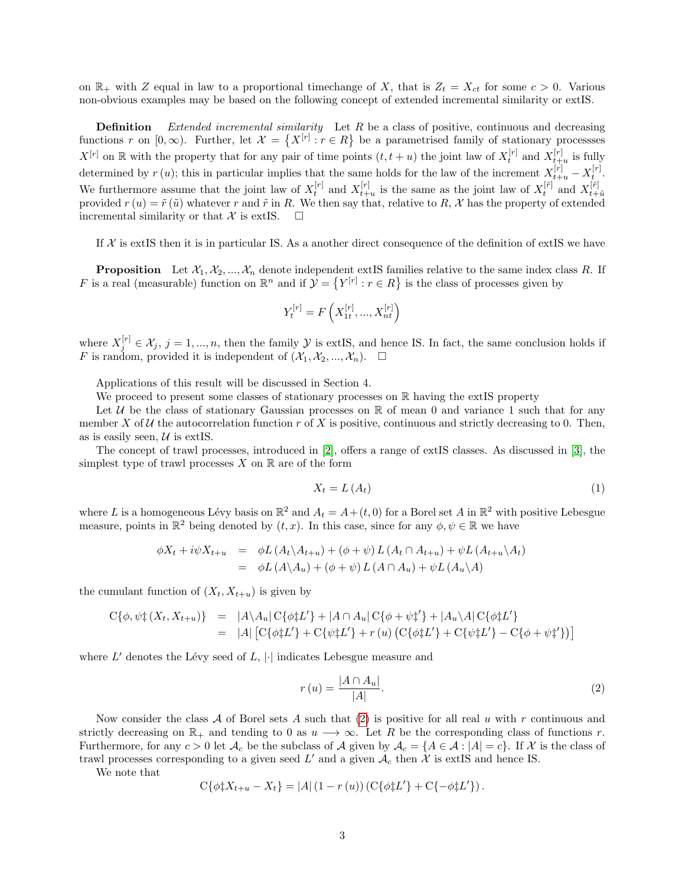on $\mathbb{R}_+$ with $Z$ equal in law to a proportional timechange of $X$, that is $Z_t = X_{ct}$ for some $c > 0$. Various non-obvious examples may be based on the following concept of extended incremental similarity or extIS.

**Definition** *Extended incremental similarity* Let $R$ be a class of positive, continuous and decreasing functions $r$ on $[0,\infty)$. Further, let $\mathcal{X} = \left\{X^{[r]} : r \in R\right\}$ be a parametrised family of stationary processses $X^{[r]}$ on $\mathbb{R}$ with the property that for any pair of time points $(t, t+u)$ the joint law of $X_t^{[r]}$ and $X_{t+u}^{[r]}$ is fully determined by $r(u)$; this in particular implies that the same holds for the law of the increment $X_{t+u}^{[r]} - X_t^{[r]}$. We furthermore assume that the joint law of $X_t^{[r]}$ and $X_{t+u}^{[r]}$ is the same as the joint law of $X_t^{[\tilde{r}]}$ and $X_{t+\tilde{u}}^{[\tilde{r}]}$ provided $r(u) = \tilde{r}(\tilde{u})$ whatever $r$ and $\tilde{r}$ in $R$. We then say that, relative to $R$, $\mathcal{X}$ has the property of extended incremental similarity or that $\mathcal{X}$ is extIS. $\square$

If $\mathcal{X}$ is extIS then it is in particular IS. As a another direct consequence of the definition of extIS we have

**Proposition** Let $\mathcal{X}_1, \mathcal{X}_2, ..., \mathcal{X}_n$ denote independent extIS families relative to the same index class $R$. If $F$ is a real (measurable) function on $\mathbb{R}^n$ and if $\mathcal{Y} = \left\{Y^{[r]} : r \in R\right\}$ is the class of processes given by

$$Y_t^{[r]} = F\left(X_{1t}^{[r]}, ..., X_{nt}^{[r]}\right)$$

where $X_j^{[r]} \in \mathcal{X}_j$, $j = 1, ..., n$, then the family $\mathcal{Y}$ is extIS, and hence IS. In fact, the same conclusion holds if $F$ is random, provided it is independent of $(\mathcal{X}_1, \mathcal{X}_2, ..., \mathcal{X}_n)$. $\square$

Applications of this result will be discussed in Section 4.

We proceed to present some classes of stationary processes on $\mathbb{R}$ having the extIS property

Let $\mathcal{U}$ be the class of stationary Gaussian processes on $\mathbb{R}$ of mean 0 and variance 1 such that for any member $X$ of $\mathcal{U}$ the autocorrelation function $r$ of $X$ is positive, continuous and strictly decreasing to 0. Then, as is easily seen, $\mathcal{U}$ is extIS.

The concept of trawl processes, introduced in [2], offers a range of extIS classes. As discussed in [3], the simplest type of trawl processes $X$ on $\mathbb{R}$ are of the form

$$X_t = L(A_t) \tag{1}$$

where $L$ is a homogeneous Lévy basis on $\mathbb{R}^2$ and $A_t = A + (t, 0)$ for a Borel set $A$ in $\mathbb{R}^2$ with positive Lebesgue measure, points in $\mathbb{R}^2$ being denoted by $(t, x)$. In this case, since for any $\phi, \psi \in \mathbb{R}$ we have

$$\begin{aligned}
\phi X_t + i\psi X_{t+u} &= \phi L(A_t \backslash A_{t+u}) + (\phi + \psi) L(A_t \cap A_{t+u}) + \psi L(A_{t+u} \backslash A_t) \\
&= \phi L(A \backslash A_u) + (\phi + \psi) L(A \cap A_u) + \psi L(A_u \backslash A)
\end{aligned}$$

the cumulant function of $(X_t, X_{t+u})$ is given by

$$\begin{aligned}
\mathrm{C}\{\phi, \psi \ddagger (X_t, X_{t+u})\} &= |A \backslash A_u| \, \mathrm{C}\{\phi \ddagger L'\} + |A \cap A_u| \, \mathrm{C}\{\phi + \psi \ddagger'\} + |A_u \backslash A| \, \mathrm{C}\{\phi \ddagger L'\} \\
&= |A| \left[\mathrm{C}\{\phi \ddagger L'\} + \mathrm{C}\{\psi \ddagger L'\} + r(u) \left(\mathrm{C}\{\phi \ddagger L'\} + \mathrm{C}\{\psi \ddagger L'\} - \mathrm{C}\{\phi + \psi \ddagger'\}\right)\right]
\end{aligned}$$

where $L'$ denotes the Lévy seed of $L$, $|\cdot|$ indicates Lebesgue measure and

$$r(u) = \frac{|A \cap A_u|}{|A|}. \tag{2}$$

Now consider the class $\mathcal{A}$ of Borel sets $A$ such that (2) is positive for all real $u$ with $r$ continuous and strictly decreasing on $\mathbb{R}_+$ and tending to 0 as $u \longrightarrow \infty$. Let $R$ be the corresponding class of functions $r$. Furthermore, for any $c > 0$ let $\mathcal{A}_c$ be the subclass of $\mathcal{A}$ given by $\mathcal{A}_c = \{A \in \mathcal{A} : |A| = c\}$. If $\mathcal{X}$ is the class of trawl processes corresponding to a given seed $L'$ and a given $\mathcal{A}_c$ then $\mathcal{X}$ is extIS and hence IS.

We note that

$$\mathrm{C}\{\phi \ddagger X_{t+u} - X_t\} = |A| \left(1 - r(u)\right) \left(\mathrm{C}\{\phi \ddagger L'\} + \mathrm{C}\{-\phi \ddagger L'\}\right).$$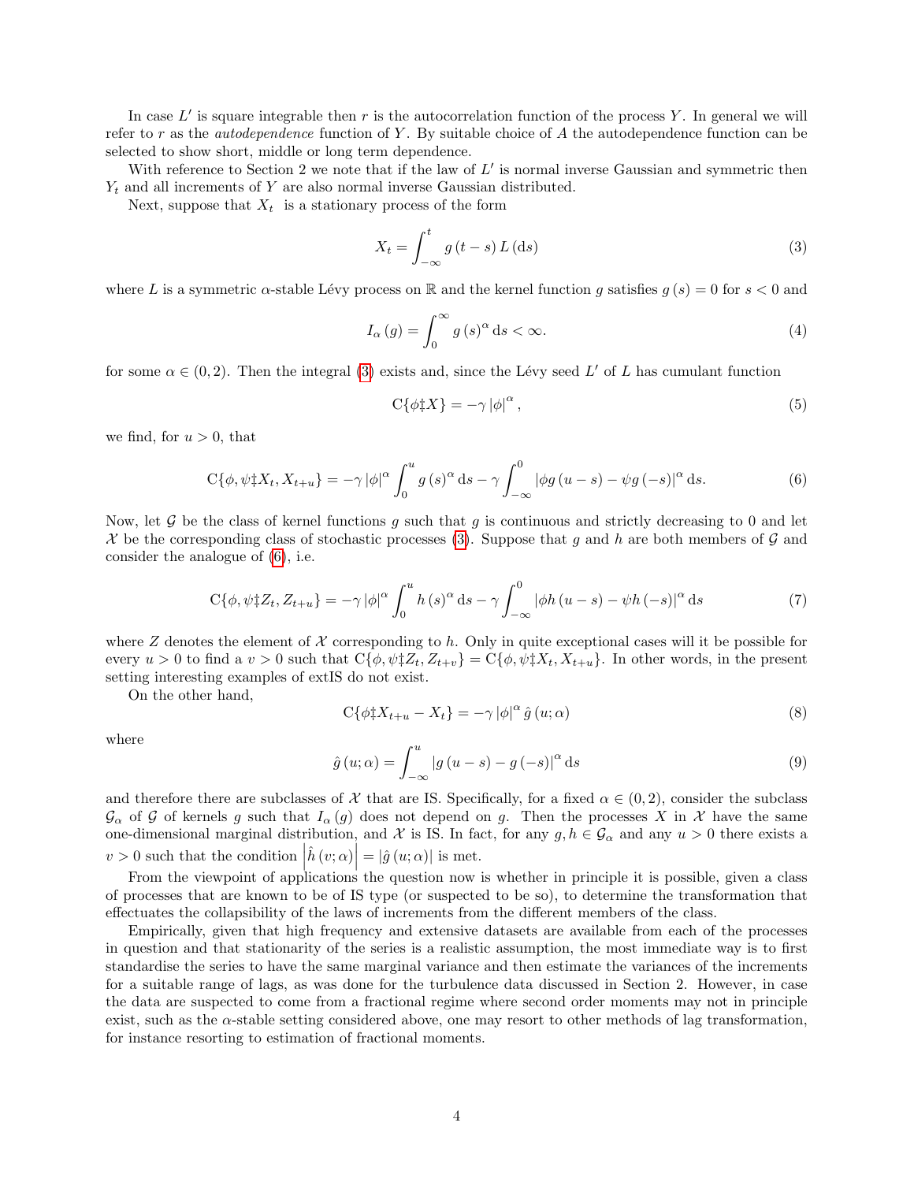In case $L'$ is square integrable then $r$ is the autocorrelation function of the process $Y$. In general we will refer to $r$ as the *autodependence* function of $Y$. By suitable choice of $A$ the autodependence function can be selected to show short, middle or long term dependence.

With reference to Section 2 we note that if the law of $L'$ is normal inverse Gaussian and symmetric then $Y_t$ and all increments of $Y$ are also normal inverse Gaussian distributed.

Next, suppose that $X_t$ is a stationary process of the form

$$X_t = \int_{-\infty}^{t} g(t-s)\, L(\mathrm{d}s) \tag{3}$$

where $L$ is a symmetric $\alpha$-stable Lévy process on $\mathbb{R}$ and the kernel function $g$ satisfies $g(s) = 0$ for $s < 0$ and

$$I_\alpha(g) = \int_0^\infty g(s)^\alpha \,\mathrm{d}s < \infty. \tag{4}$$

for some $\alpha \in (0, 2)$. Then the integral (3) exists and, since the Lévy seed $L'$ of $L$ has cumulant function

$$\mathrm{C}\{\phi \ddagger X\} = -\gamma\, |\phi|^\alpha, \tag{5}$$

we find, for $u > 0$, that

$$\mathrm{C}\{\phi, \psi \ddagger X_t, X_{t+u}\} = -\gamma\, |\phi|^\alpha \int_0^u g(s)^\alpha \,\mathrm{d}s - \gamma \int_{-\infty}^{0} |\phi g(u-s) - \psi g(-s)|^\alpha \,\mathrm{d}s. \tag{6}$$

Now, let $\mathcal{G}$ be the class of kernel functions $g$ such that $g$ is continuous and strictly decreasing to 0 and let $\mathcal{X}$ be the corresponding class of stochastic processes (3). Suppose that $g$ and $h$ are both members of $\mathcal{G}$ and consider the analogue of (6), i.e.

$$\mathrm{C}\{\phi, \psi \ddagger Z_t, Z_{t+u}\} = -\gamma\, |\phi|^\alpha \int_0^u h(s)^\alpha \,\mathrm{d}s - \gamma \int_{-\infty}^{0} |\phi h(u-s) - \psi h(-s)|^\alpha \,\mathrm{d}s \tag{7}$$

where $Z$ denotes the element of $\mathcal{X}$ corresponding to $h$. Only in quite exceptional cases will it be possible for every $u > 0$ to find a $v > 0$ such that $\mathrm{C}\{\phi, \psi \ddagger Z_t, Z_{t+v}\} = \mathrm{C}\{\phi, \psi \ddagger X_t, X_{t+u}\}$. In other words, in the present setting interesting examples of extIS do not exist.

On the other hand,

$$\mathrm{C}\{\phi \ddagger X_{t+u} - X_t\} = -\gamma\, |\phi|^\alpha\, \hat{g}(u; \alpha) \tag{8}$$

where

$$\hat{g}(u; \alpha) = \int_{-\infty}^{u} |g(u-s) - g(-s)|^\alpha \,\mathrm{d}s \tag{9}$$

and therefore there are subclasses of $\mathcal{X}$ that are IS. Specifically, for a fixed $\alpha \in (0, 2)$, consider the subclass $\mathcal{G}_\alpha$ of $\mathcal{G}$ of kernels $g$ such that $I_\alpha(g)$ does not depend on $g$. Then the processes $X$ in $\mathcal{X}$ have the same one-dimensional marginal distribution, and $\mathcal{X}$ is IS. In fact, for any $g, h \in \mathcal{G}_\alpha$ and any $u > 0$ there exists a $v > 0$ such that the condition $\left|\hat{h}(v; \alpha)\right| = |\hat{g}(u; \alpha)|$ is met.

From the viewpoint of applications the question now is whether in principle it is possible, given a class of processes that are known to be of IS type (or suspected to be so), to determine the transformation that effectuates the collapsibility of the laws of increments from the different members of the class.

Empirically, given that high frequency and extensive datasets are available from each of the processes in question and that stationarity of the series is a realistic assumption, the most immediate way is to first standardise the series to have the same marginal variance and then estimate the variances of the increments for a suitable range of lags, as was done for the turbulence data discussed in Section 2. However, in case the data are suspected to come from a fractional regime where second order moments may not in principle exist, such as the $\alpha$-stable setting considered above, one may resort to other methods of lag transformation, for instance resorting to estimation of fractional moments.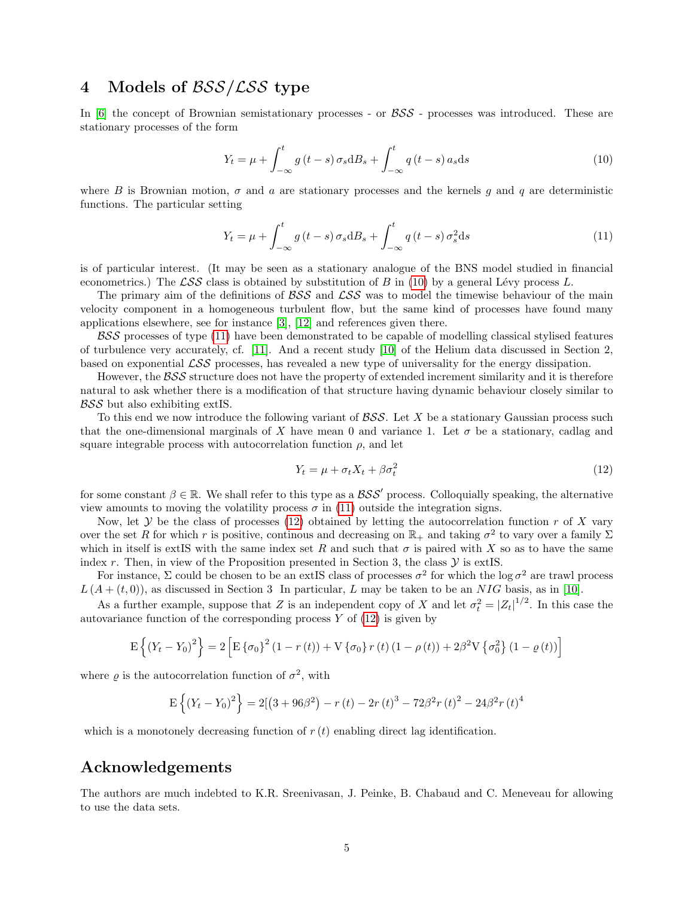# 4 Models of $\mathcal{BSS}/\mathcal{LSS}$ type

In [6] the concept of Brownian semistationary processes - or $\mathcal{BSS}$ - processes was introduced. These are stationary processes of the form

$$Y_t = \mu + \int_{-\infty}^{t} g(t-s)\,\sigma_s \mathrm{d}B_s + \int_{-\infty}^{t} q(t-s)\,a_s \mathrm{d}s \tag{10}$$

where $B$ is Brownian motion, $\sigma$ and $a$ are stationary processes and the kernels $g$ and $q$ are deterministic functions. The particular setting

$$Y_t = \mu + \int_{-\infty}^{t} g(t-s)\,\sigma_s \mathrm{d}B_s + \int_{-\infty}^{t} q(t-s)\,\sigma_s^2 \mathrm{d}s \tag{11}$$

is of particular interest. (It may be seen as a stationary analogue of the BNS model studied in financial econometrics.) The $\mathcal{LSS}$ class is obtained by substitution of $B$ in (10) by a general Lévy process $L$.

The primary aim of the definitions of $\mathcal{BSS}$ and $\mathcal{LSS}$ was to model the timewise behaviour of the main velocity component in a homogeneous turbulent flow, but the same kind of processes have found many applications elsewhere, see for instance [3], [12] and references given there.

$\mathcal{BSS}$ processes of type (11) have been demonstrated to be capable of modelling classical stylised features of turbulence very accurately, cf. [11]. And a recent study [10] of the Helium data discussed in Section 2, based on exponential $\mathcal{LSS}$ processes, has revealed a new type of universality for the energy dissipation.

However, the $\mathcal{BSS}$ structure does not have the property of extended increment similarity and it is therefore natural to ask whether there is a modification of that structure having dynamic behaviour closely similar to $\mathcal{BSS}$ but also exhibiting extIS.

To this end we now introduce the following variant of $\mathcal{BSS}$. Let $X$ be a stationary Gaussian process such that the one-dimensional marginals of $X$ have mean 0 and variance 1. Let $\sigma$ be a stationary, cadlag and square integrable process with autocorrelation function $\rho$, and let

$$Y_t = \mu + \sigma_t X_t + \beta\sigma_t^2 \tag{12}$$

for some constant $\beta \in \mathbb{R}$. We shall refer to this type as a $\mathcal{BSS}'$ process. Colloquially speaking, the alternative view amounts to moving the volatility process $\sigma$ in (11) outside the integration signs.

Now, let $\mathcal{Y}$ be the class of processes (12) obtained by letting the autocorrelation function $r$ of $X$ vary over the set $R$ for which $r$ is positive, continous and decreasing on $\mathbb{R}_+$ and taking $\sigma^2$ to vary over a family $\Sigma$ which in itself is extIS with the same index set $R$ and such that $\sigma$ is paired with $X$ so as to have the same index $r$. Then, in view of the Proposition presented in Section 3, the class $\mathcal{Y}$ is extIS.

For instance, $\Sigma$ could be chosen to be an extIS class of processes $\sigma^2$ for which the $\log\sigma^2$ are trawl process $L(A+(t,0))$, as discussed in Section 3 In particular, $L$ may be taken to be an $NIG$ basis, as in [10].

As a further example, suppose that $Z$ is an independent copy of $X$ and let $\sigma_t^2 = |Z_t|^{1/2}$. In this case the autovariance function of the corresponding process $Y$ of (12) is given by

$$\mathrm{E}\left\{(Y_t - Y_0)^2\right\} = 2\left[\mathrm{E}\{\sigma_0\}^2(1-r(t)) + \mathrm{V}\{\sigma_0\}r(t)(1-\rho(t)) + 2\beta^2\mathrm{V}\{\sigma_0^2\}(1-\varrho(t))\right]$$

where $\varrho$ is the autocorrelation function of $\sigma^2$, with

$$\mathrm{E}\left\{(Y_t - Y_0)^2\right\} = 2[(3+96\beta^2) - r(t) - 2r(t)^3 - 72\beta^2 r(t)^2 - 24\beta^2 r(t)^4$$

which is a monotonely decreasing function of $r(t)$ enabling direct lag identification.

## Acknowledgements

The authors are much indebted to K.R. Sreenivasan, J. Peinke, B. Chabaud and C. Meneveau for allowing to use the data sets.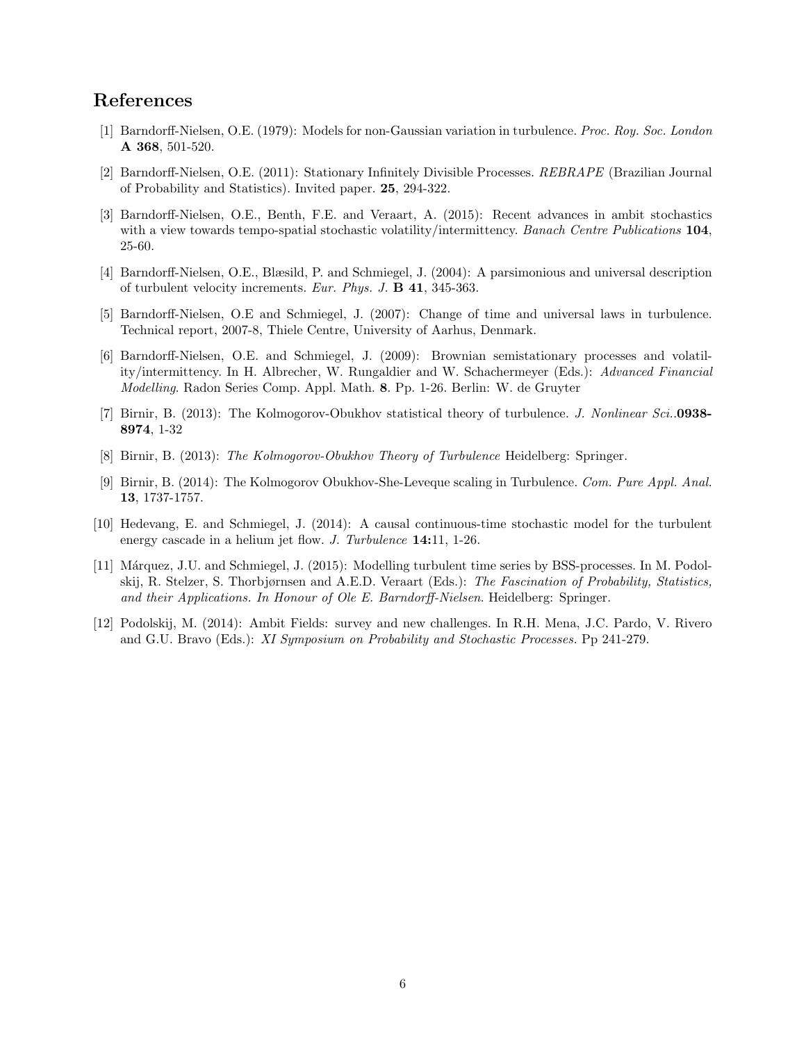## References

[1] Barndorff-Nielsen, O.E. (1979): Models for non-Gaussian variation in turbulence. *Proc. Roy. Soc. London* **A 368**, 501-520.

[2] Barndorff-Nielsen, O.E. (2011): Stationary Infinitely Divisible Processes. *REBRAPE* (Brazilian Journal of Probability and Statistics). Invited paper. **25**, 294-322.

[3] Barndorff-Nielsen, O.E., Benth, F.E. and Veraart, A. (2015): Recent advances in ambit stochastics with a view towards tempo-spatial stochastic volatility/intermittency. *Banach Centre Publications* **104**, 25-60.

[4] Barndorff-Nielsen, O.E., Blæsild, P. and Schmiegel, J. (2004): A parsimonious and universal description of turbulent velocity increments. *Eur. Phys. J.* **B 41**, 345-363.

[5] Barndorff-Nielsen, O.E and Schmiegel, J. (2007): Change of time and universal laws in turbulence. Technical report, 2007-8, Thiele Centre, University of Aarhus, Denmark.

[6] Barndorff-Nielsen, O.E. and Schmiegel, J. (2009): Brownian semistationary processes and volatility/intermittency. In H. Albrecher, W. Rungaldier and W. Schachermeyer (Eds.): *Advanced Financial Modelling*. Radon Series Comp. Appl. Math. **8**. Pp. 1-26. Berlin: W. de Gruyter

[7] Birnir, B. (2013): The Kolmogorov-Obukhov statistical theory of turbulence. *J. Nonlinear Sci.*.**0938-8974**, 1-32

[8] Birnir, B. (2013): *The Kolmogorov-Obukhov Theory of Turbulence* Heidelberg: Springer.

[9] Birnir, B. (2014): The Kolmogorov Obukhov-She-Leveque scaling in Turbulence. *Com. Pure Appl. Anal.* **13**, 1737-1757.

[10] Hedevang, E. and Schmiegel, J. (2014): A causal continuous-time stochastic model for the turbulent energy cascade in a helium jet flow. *J. Turbulence* **14:**11, 1-26.

[11] Márquez, J.U. and Schmiegel, J. (2015): Modelling turbulent time series by BSS-processes. In M. Podolskij, R. Stelzer, S. Thorbjørnsen and A.E.D. Veraart (Eds.): *The Fascination of Probability, Statistics, and their Applications. In Honour of Ole E. Barndorff-Nielsen*. Heidelberg: Springer.

[12] Podolskij, M. (2014): Ambit Fields: survey and new challenges. In R.H. Mena, J.C. Pardo, V. Rivero and G.U. Bravo (Eds.): *XI Symposium on Probability and Stochastic Processes*. Pp 241-279.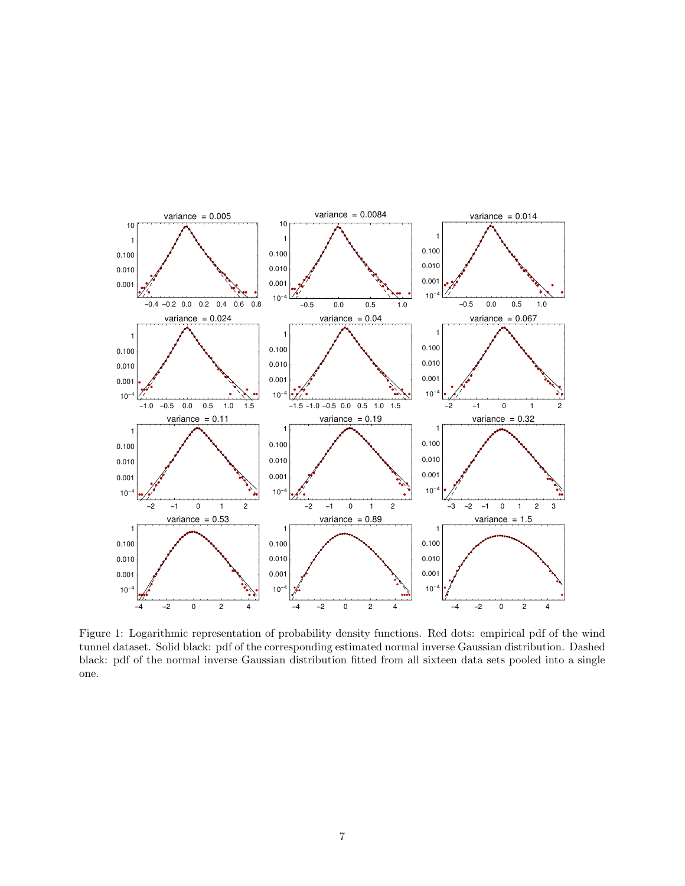Figure 1: Logarithmic representation of probability density functions. Red dots: empirical pdf of the wind tunnel dataset. Solid black: pdf of the corresponding estimated normal inverse Gaussian distribution. Dashed black: pdf of the normal inverse Gaussian distribution fitted from all sixteen data sets pooled into a single one.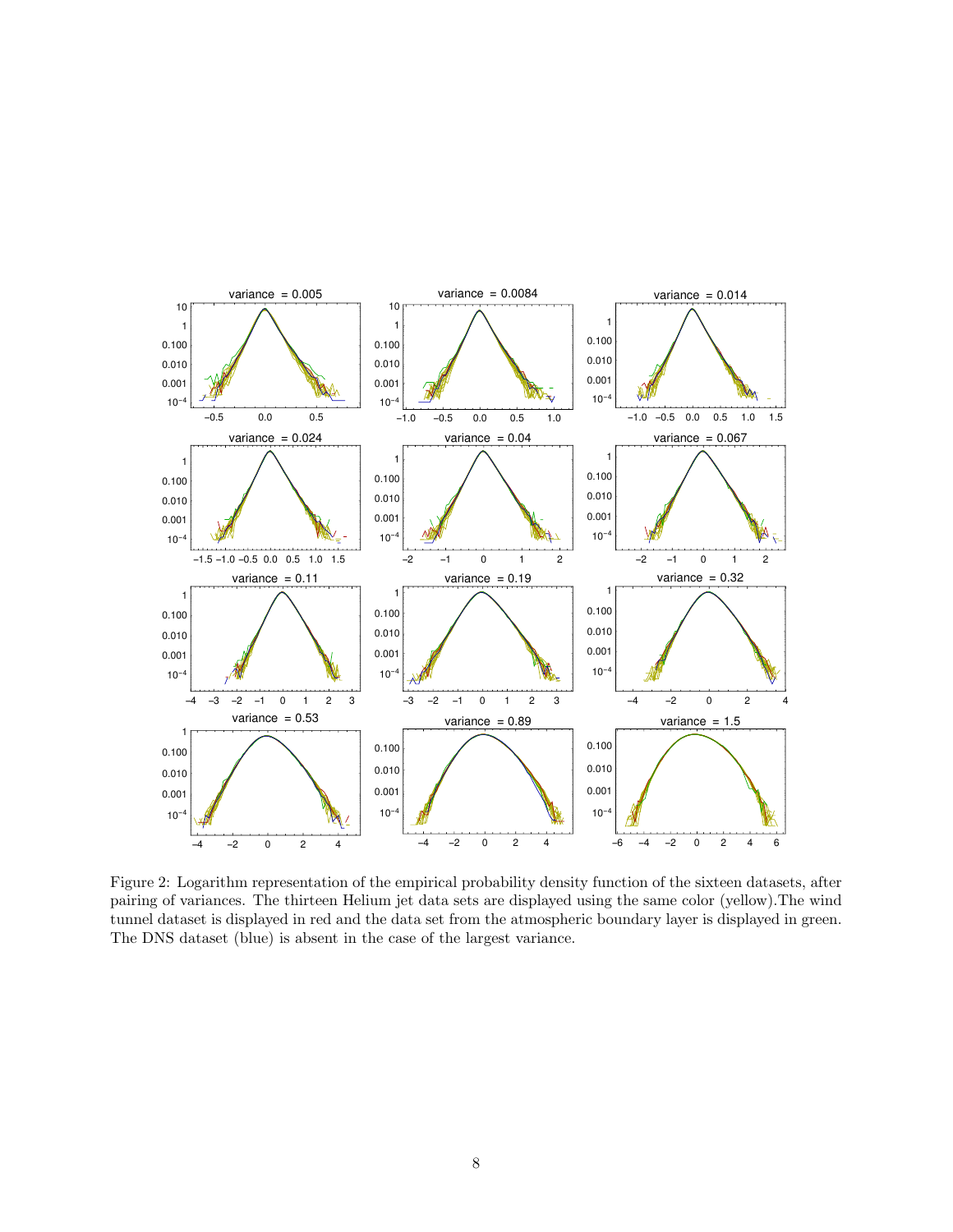variance = 0.005

variance = 0.0084

variance = 0.014

variance = 0.024

variance = 0.04

variance = 0.067

variance = 0.11

variance = 0.19

variance = 0.32

variance = 0.53

variance = 0.89

variance = 1.5

Figure 2: Logarithm representation of the empirical probability density function of the sixteen datasets, after pairing of variances. The thirteen Helium jet data sets are displayed using the same color (yellow).The wind tunnel dataset is displayed in red and the data set from the atmospheric boundary layer is displayed in green. The DNS dataset (blue) is absent in the case of the largest variance.